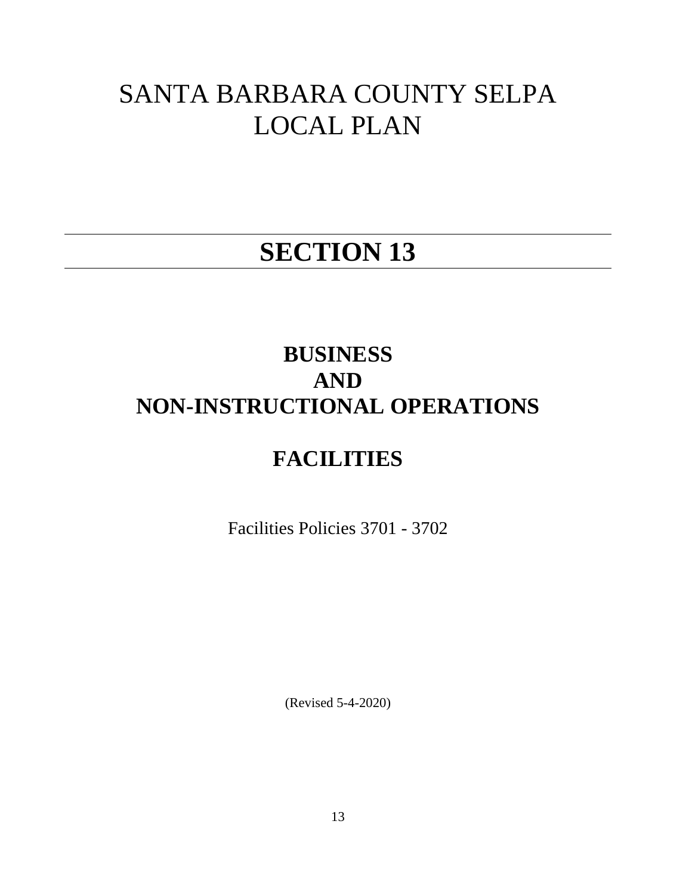# SANTA BARBARA COUNTY SELPA LOCAL PLAN

# SECTION 13

## BUSINESS AND NON-INSTRUCTIONAL OPERATIONS

## FACILITIES

Facilities Policies 3701 - 3702

(Revised 5-4-2020)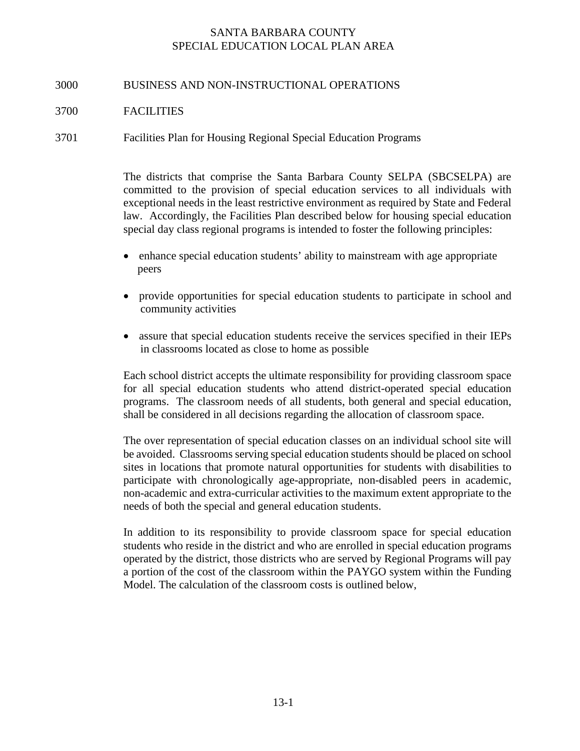SANTA BARBARA COUNTY
SPECIAL EDUCATION LOCAL PLAN AREA

3000 BUSINESS AND NON-INSTRUCTIONAL OPERATIONS

3700 FACILITIES

3701 Facilities Plan for Housing Regional Special Education Programs

The districts that comprise the Santa Barbara County SELPA (SBCSELPA) are committed to the provision of special education services to all individuals with exceptional needs in the least restrictive environment as required by State and Federal law. Accordingly, the Facilities Plan described below for housing special education special day class regional programs is intended to foster the following principles:

- enhance special education students' ability to mainstream with age appropriate peers
- provide opportunities for special education students to participate in school and community activities
- assure that special education students receive the services specified in their IEPs in classrooms located as close to home as possible

Each school district accepts the ultimate responsibility for providing classroom space for all special education students who attend district-operated special education programs. The classroom needs of all students, both general and special education, shall be considered in all decisions regarding the allocation of classroom space.

The over representation of special education classes on an individual school site will be avoided. Classrooms serving special education students should be placed on school sites in locations that promote natural opportunities for students with disabilities to participate with chronologically age-appropriate, non-disabled peers in academic, non-academic and extra-curricular activities to the maximum extent appropriate to the needs of both the special and general education students.

In addition to its responsibility to provide classroom space for special education students who reside in the district and who are enrolled in special education programs operated by the district, those districts who are served by Regional Programs will pay a portion of the cost of the classroom within the PAYGO system within the Funding Model. The calculation of the classroom costs is outlined below,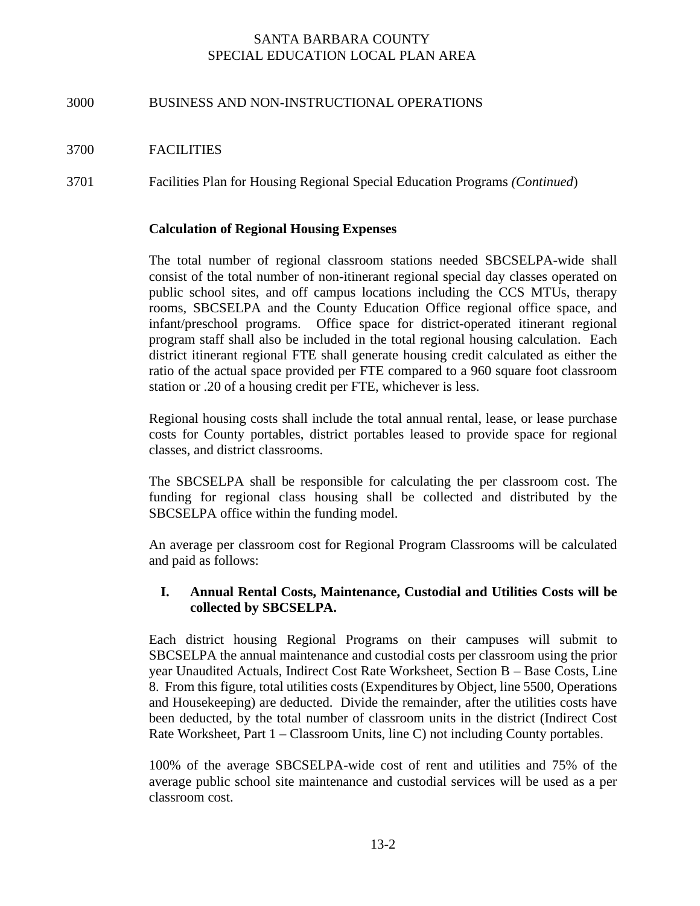3000 BUSINESS AND NON-INSTRUCTIONAL OPERATIONS

3700 FACILITIES

3701 Facilities Plan for Housing Regional Special Education Programs *(Continued*)

**Calculation of Regional Housing Expenses**

The total number of regional classroom stations needed SBCSELPA-wide shall consist of the total number of non-itinerant regional special day classes operated on public school sites, and off campus locations including the CCS MTUs, therapy rooms, SBCSELPA and the County Education Office regional office space, and infant/preschool programs. Office space for district-operated itinerant regional program staff shall also be included in the total regional housing calculation. Each district itinerant regional FTE shall generate housing credit calculated as either the ratio of the actual space provided per FTE compared to a 960 square foot classroom station or .20 of a housing credit per FTE, whichever is less.

Regional housing costs shall include the total annual rental, lease, or lease purchase costs for County portables, district portables leased to provide space for regional classes, and district classrooms.

The SBCSELPA shall be responsible for calculating the per classroom cost. The funding for regional class housing shall be collected and distributed by the SBCSELPA office within the funding model.

An average per classroom cost for Regional Program Classrooms will be calculated and paid as follows:

**I. Annual Rental Costs, Maintenance, Custodial and Utilities Costs will be collected by SBCSELPA.**

Each district housing Regional Programs on their campuses will submit to SBCSELPA the annual maintenance and custodial costs per classroom using the prior year Unaudited Actuals, Indirect Cost Rate Worksheet, Section B – Base Costs, Line 8. From this figure, total utilities costs (Expenditures by Object, line 5500, Operations and Housekeeping) are deducted. Divide the remainder, after the utilities costs have been deducted, by the total number of classroom units in the district (Indirect Cost Rate Worksheet, Part 1 – Classroom Units, line C) not including County portables.

100% of the average SBCSELPA-wide cost of rent and utilities and 75% of the average public school site maintenance and custodial services will be used as a per classroom cost.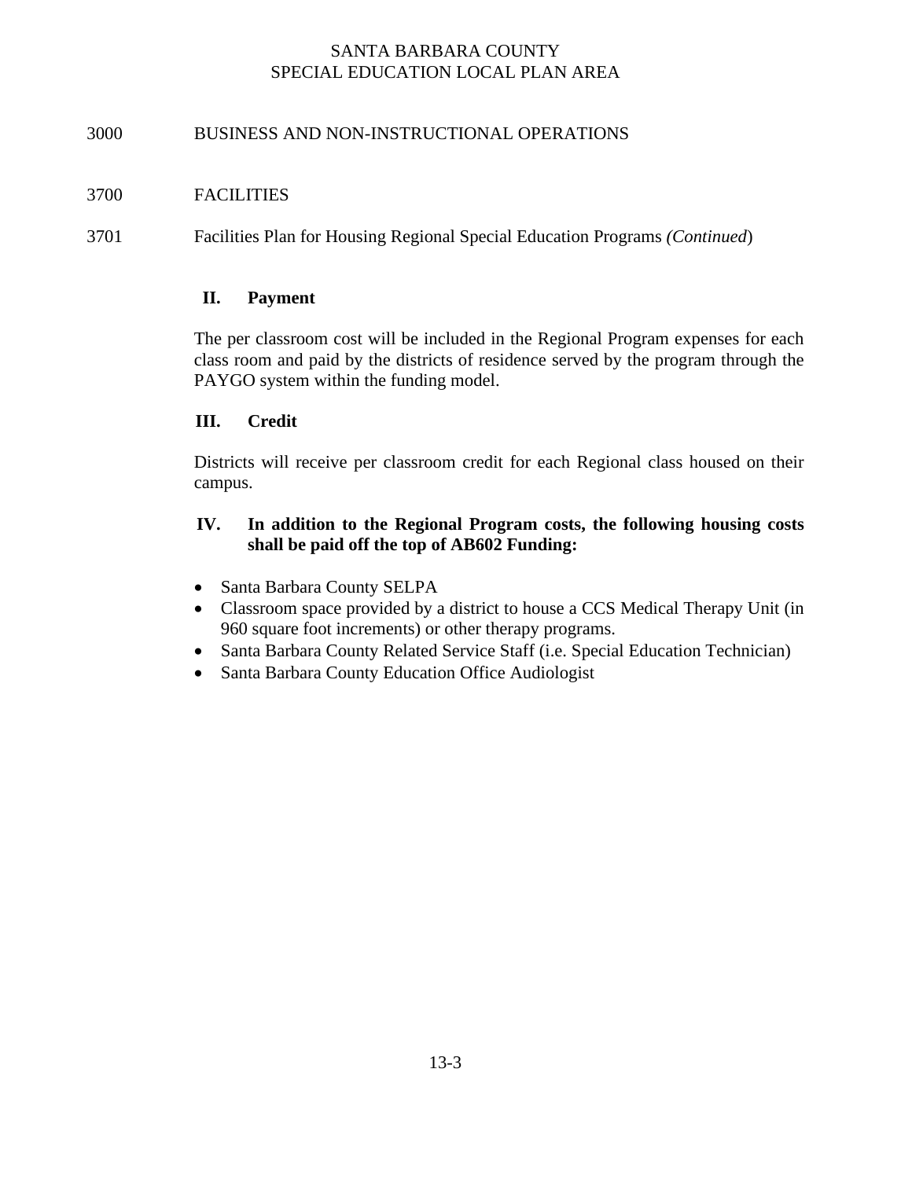3000 BUSINESS AND NON-INSTRUCTIONAL OPERATIONS

3700 FACILITIES

3701 Facilities Plan for Housing Regional Special Education Programs *(Continued)*

**II. Payment**

The per classroom cost will be included in the Regional Program expenses for each class room and paid by the districts of residence served by the program through the PAYGO system within the funding model.

**III. Credit**

Districts will receive per classroom credit for each Regional class housed on their campus.

**IV. In addition to the Regional Program costs, the following housing costs shall be paid off the top of AB602 Funding:**

- Santa Barbara County SELPA
- Classroom space provided by a district to house a CCS Medical Therapy Unit (in 960 square foot increments) or other therapy programs.
- Santa Barbara County Related Service Staff (i.e. Special Education Technician)
- Santa Barbara County Education Office Audiologist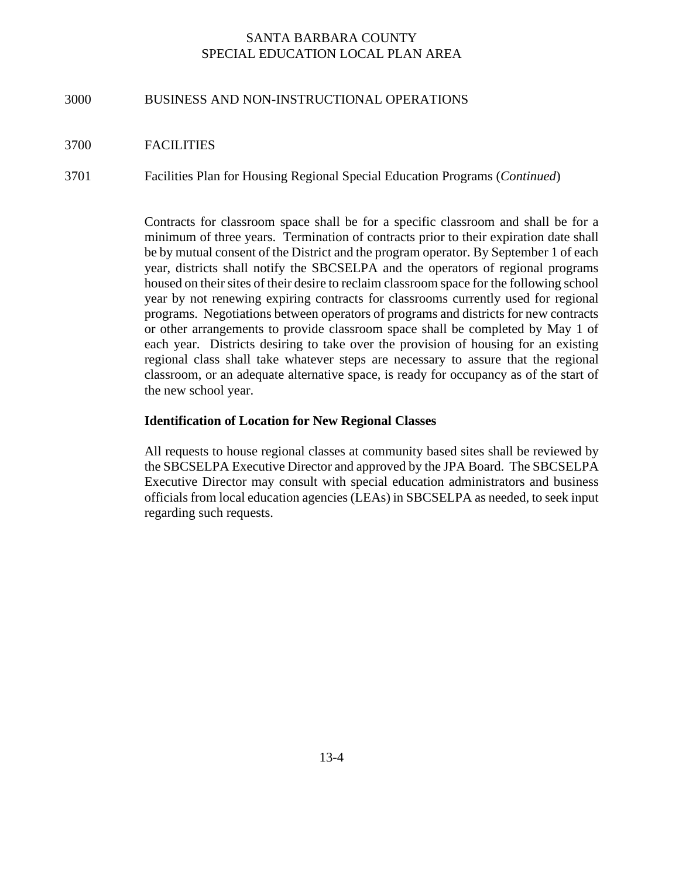SANTA BARBARA COUNTY
SPECIAL EDUCATION LOCAL PLAN AREA

3000 BUSINESS AND NON-INSTRUCTIONAL OPERATIONS

3700 FACILITIES

3701 Facilities Plan for Housing Regional Special Education Programs (*Continued*)

Contracts for classroom space shall be for a specific classroom and shall be for a minimum of three years. Termination of contracts prior to their expiration date shall be by mutual consent of the District and the program operator. By September 1 of each year, districts shall notify the SBCSELPA and the operators of regional programs housed on their sites of their desire to reclaim classroom space for the following school year by not renewing expiring contracts for classrooms currently used for regional programs. Negotiations between operators of programs and districts for new contracts or other arrangements to provide classroom space shall be completed by May 1 of each year. Districts desiring to take over the provision of housing for an existing regional class shall take whatever steps are necessary to assure that the regional classroom, or an adequate alternative space, is ready for occupancy as of the start of the new school year.

**Identification of Location for New Regional Classes**

All requests to house regional classes at community based sites shall be reviewed by the SBCSELPA Executive Director and approved by the JPA Board. The SBCSELPA Executive Director may consult with special education administrators and business officials from local education agencies (LEAs) in SBCSELPA as needed, to seek input regarding such requests.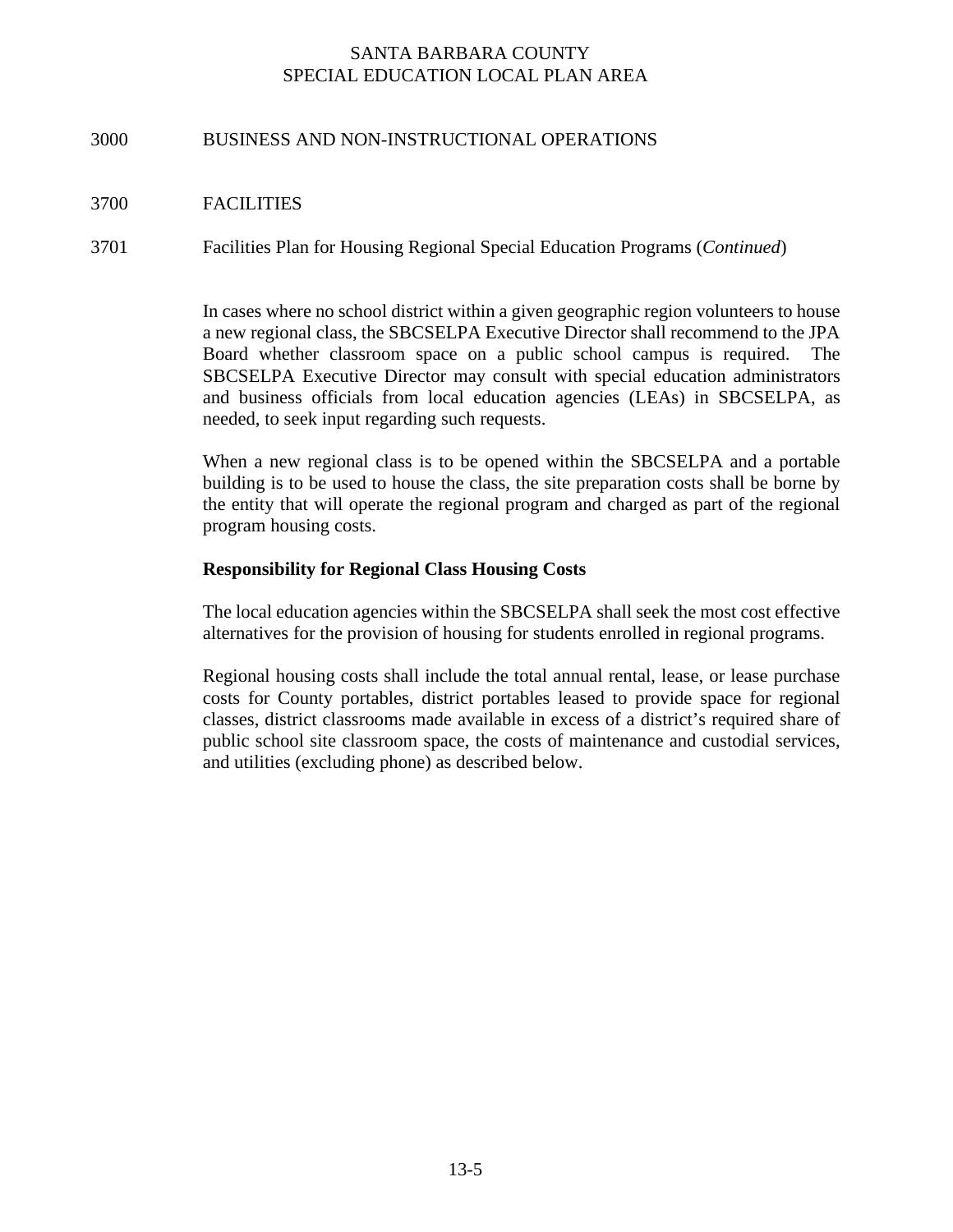SANTA BARBARA COUNTY
SPECIAL EDUCATION LOCAL PLAN AREA

# 3000 BUSINESS AND NON-INSTRUCTIONAL OPERATIONS

## 3700 FACILITIES

### 3701 Facilities Plan for Housing Regional Special Education Programs (*Continued*)

In cases where no school district within a given geographic region volunteers to house a new regional class, the SBCSELPA Executive Director shall recommend to the JPA Board whether classroom space on a public school campus is required. The SBCSELPA Executive Director may consult with special education administrators and business officials from local education agencies (LEAs) in SBCSELPA, as needed, to seek input regarding such requests.

When a new regional class is to be opened within the SBCSELPA and a portable building is to be used to house the class, the site preparation costs shall be borne by the entity that will operate the regional program and charged as part of the regional program housing costs.

**Responsibility for Regional Class Housing Costs**

The local education agencies within the SBCSELPA shall seek the most cost effective alternatives for the provision of housing for students enrolled in regional programs.

Regional housing costs shall include the total annual rental, lease, or lease purchase costs for County portables, district portables leased to provide space for regional classes, district classrooms made available in excess of a district's required share of public school site classroom space, the costs of maintenance and custodial services, and utilities (excluding phone) as described below.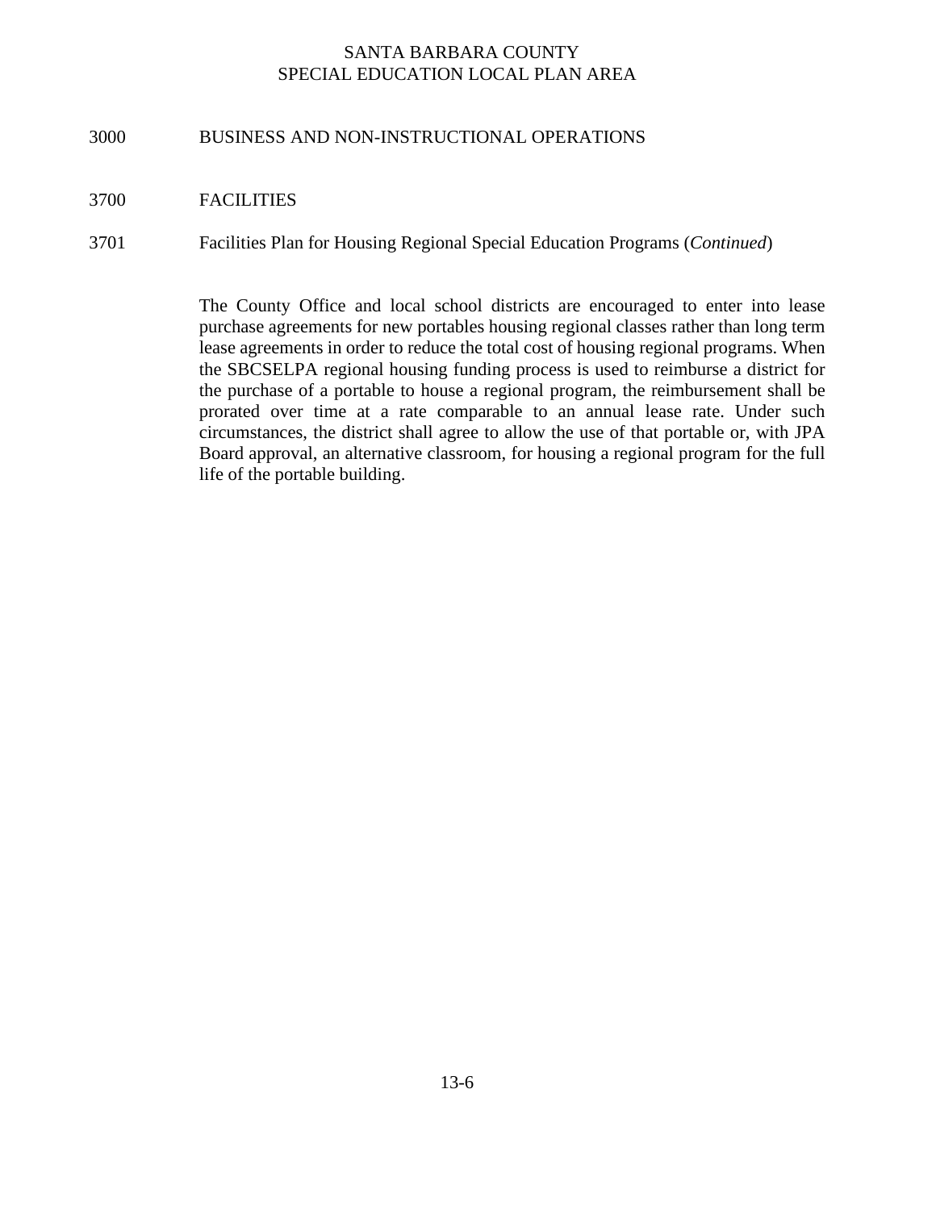3000 BUSINESS AND NON-INSTRUCTIONAL OPERATIONS

3700 FACILITIES

3701 Facilities Plan for Housing Regional Special Education Programs (*Continued*)

The County Office and local school districts are encouraged to enter into lease purchase agreements for new portables housing regional classes rather than long term lease agreements in order to reduce the total cost of housing regional programs. When the SBCSELPA regional housing funding process is used to reimburse a district for the purchase of a portable to house a regional program, the reimbursement shall be prorated over time at a rate comparable to an annual lease rate. Under such circumstances, the district shall agree to allow the use of that portable or, with JPA Board approval, an alternative classroom, for housing a regional program for the full life of the portable building.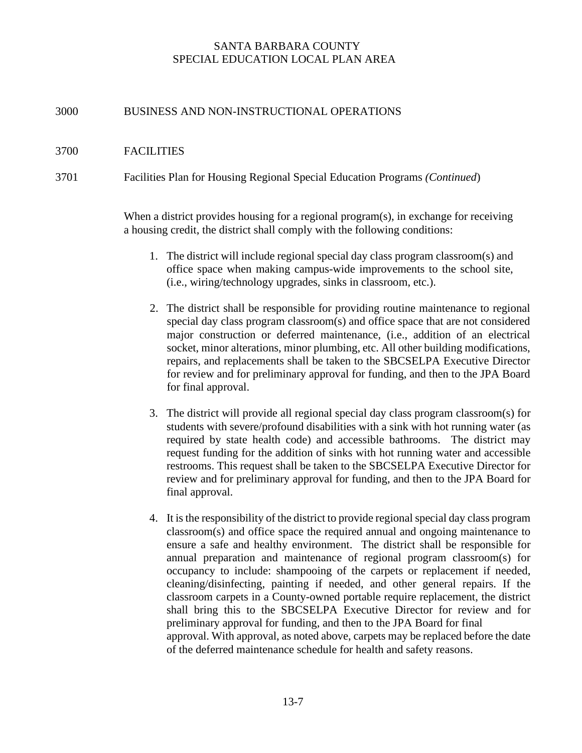SANTA BARBARA COUNTY
SPECIAL EDUCATION LOCAL PLAN AREA

3000 BUSINESS AND NON-INSTRUCTIONAL OPERATIONS

3700 FACILITIES

3701 Facilities Plan for Housing Regional Special Education Programs *(Continued)*

When a district provides housing for a regional program(s), in exchange for receiving a housing credit, the district shall comply with the following conditions:

1. The district will include regional special day class program classroom(s) and office space when making campus-wide improvements to the school site, (i.e., wiring/technology upgrades, sinks in classroom, etc.).

2. The district shall be responsible for providing routine maintenance to regional special day class program classroom(s) and office space that are not considered major construction or deferred maintenance, (i.e., addition of an electrical socket, minor alterations, minor plumbing, etc. All other building modifications, repairs, and replacements shall be taken to the SBCSELPA Executive Director for review and for preliminary approval for funding, and then to the JPA Board for final approval.

3. The district will provide all regional special day class program classroom(s) for students with severe/profound disabilities with a sink with hot running water (as required by state health code) and accessible bathrooms. The district may request funding for the addition of sinks with hot running water and accessible restrooms. This request shall be taken to the SBCSELPA Executive Director for review and for preliminary approval for funding, and then to the JPA Board for final approval.

4. It is the responsibility of the district to provide regional special day class program classroom(s) and office space the required annual and ongoing maintenance to ensure a safe and healthy environment. The district shall be responsible for annual preparation and maintenance of regional program classroom(s) for occupancy to include: shampooing of the carpets or replacement if needed, cleaning/disinfecting, painting if needed, and other general repairs. If the classroom carpets in a County-owned portable require replacement, the district shall bring this to the SBCSELPA Executive Director for review and for preliminary approval for funding, and then to the JPA Board for final approval. With approval, as noted above, carpets may be replaced before the date of the deferred maintenance schedule for health and safety reasons.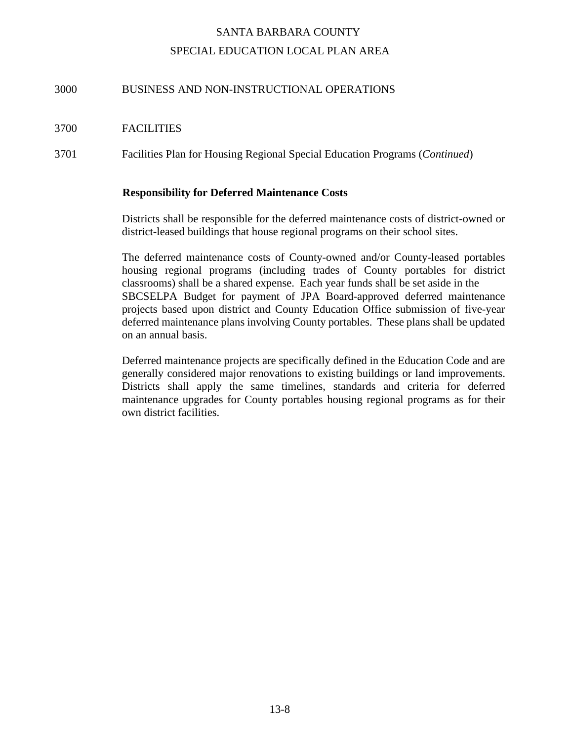SANTA BARBARA COUNTY

SPECIAL EDUCATION LOCAL PLAN AREA

3000 BUSINESS AND NON-INSTRUCTIONAL OPERATIONS

3700 FACILITIES

3701 Facilities Plan for Housing Regional Special Education Programs (*Continued*)

**Responsibility for Deferred Maintenance Costs**

Districts shall be responsible for the deferred maintenance costs of district-owned or district-leased buildings that house regional programs on their school sites.

The deferred maintenance costs of County-owned and/or County-leased portables housing regional programs (including trades of County portables for district classrooms) shall be a shared expense. Each year funds shall be set aside in the SBCSELPA Budget for payment of JPA Board-approved deferred maintenance projects based upon district and County Education Office submission of five-year deferred maintenance plans involving County portables. These plans shall be updated on an annual basis.

Deferred maintenance projects are specifically defined in the Education Code and are generally considered major renovations to existing buildings or land improvements. Districts shall apply the same timelines, standards and criteria for deferred maintenance upgrades for County portables housing regional programs as for their own district facilities.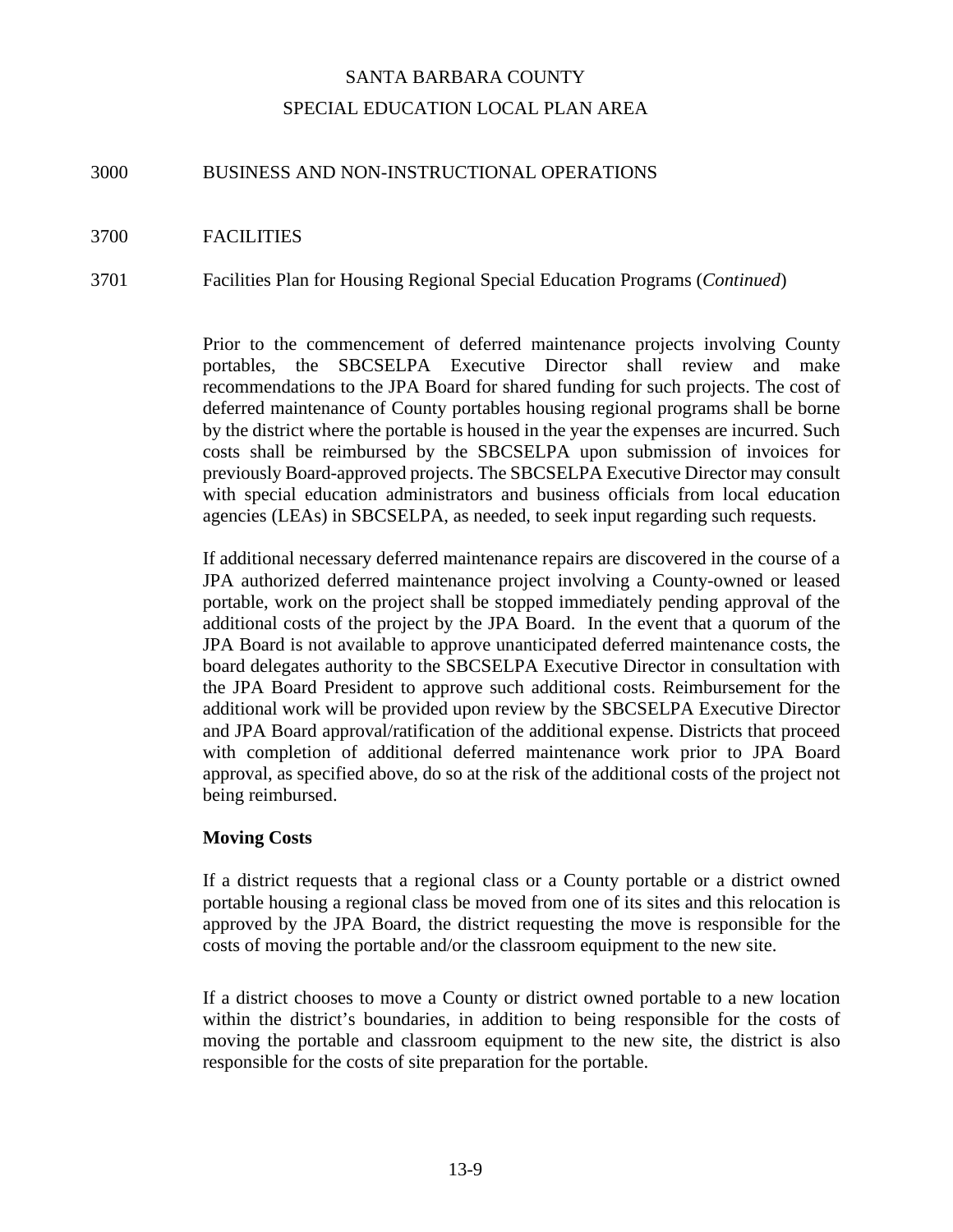SANTA BARBARA COUNTY

SPECIAL EDUCATION LOCAL PLAN AREA

3000 BUSINESS AND NON-INSTRUCTIONAL OPERATIONS

3700 FACILITIES

3701 Facilities Plan for Housing Regional Special Education Programs (*Continued*)

Prior to the commencement of deferred maintenance projects involving County portables, the SBCSELPA Executive Director shall review and make recommendations to the JPA Board for shared funding for such projects. The cost of deferred maintenance of County portables housing regional programs shall be borne by the district where the portable is housed in the year the expenses are incurred. Such costs shall be reimbursed by the SBCSELPA upon submission of invoices for previously Board-approved projects. The SBCSELPA Executive Director may consult with special education administrators and business officials from local education agencies (LEAs) in SBCSELPA, as needed, to seek input regarding such requests.

If additional necessary deferred maintenance repairs are discovered in the course of a JPA authorized deferred maintenance project involving a County-owned or leased portable, work on the project shall be stopped immediately pending approval of the additional costs of the project by the JPA Board. In the event that a quorum of the JPA Board is not available to approve unanticipated deferred maintenance costs, the board delegates authority to the SBCSELPA Executive Director in consultation with the JPA Board President to approve such additional costs. Reimbursement for the additional work will be provided upon review by the SBCSELPA Executive Director and JPA Board approval/ratification of the additional expense. Districts that proceed with completion of additional deferred maintenance work prior to JPA Board approval, as specified above, do so at the risk of the additional costs of the project not being reimbursed.

**Moving Costs**

If a district requests that a regional class or a County portable or a district owned portable housing a regional class be moved from one of its sites and this relocation is approved by the JPA Board, the district requesting the move is responsible for the costs of moving the portable and/or the classroom equipment to the new site.

If a district chooses to move a County or district owned portable to a new location within the district's boundaries, in addition to being responsible for the costs of moving the portable and classroom equipment to the new site, the district is also responsible for the costs of site preparation for the portable.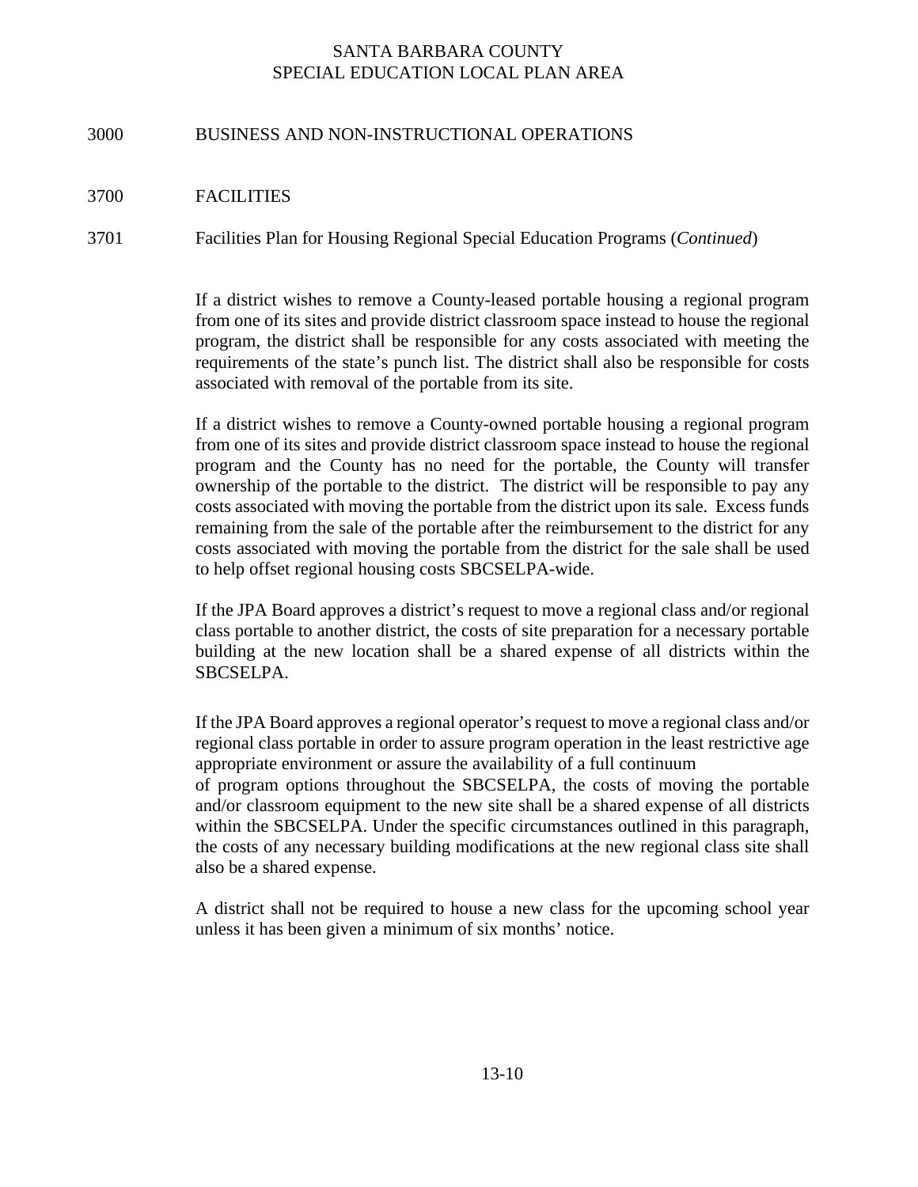SANTA BARBARA COUNTY
SPECIAL EDUCATION LOCAL PLAN AREA

# 3000 BUSINESS AND NON-INSTRUCTIONAL OPERATIONS

## 3700 FACILITIES

### 3701 Facilities Plan for Housing Regional Special Education Programs (*Continued*)

If a district wishes to remove a County-leased portable housing a regional program from one of its sites and provide district classroom space instead to house the regional program, the district shall be responsible for any costs associated with meeting the requirements of the state's punch list. The district shall also be responsible for costs associated with removal of the portable from its site.

If a district wishes to remove a County-owned portable housing a regional program from one of its sites and provide district classroom space instead to house the regional program and the County has no need for the portable, the County will transfer ownership of the portable to the district. The district will be responsible to pay any costs associated with moving the portable from the district upon its sale. Excess funds remaining from the sale of the portable after the reimbursement to the district for any costs associated with moving the portable from the district for the sale shall be used to help offset regional housing costs SBCSELPA-wide.

If the JPA Board approves a district's request to move a regional class and/or regional class portable to another district, the costs of site preparation for a necessary portable building at the new location shall be a shared expense of all districts within the SBCSELPA.

If the JPA Board approves a regional operator's request to move a regional class and/or regional class portable in order to assure program operation in the least restrictive age appropriate environment or assure the availability of a full continuum of program options throughout the SBCSELPA, the costs of moving the portable and/or classroom equipment to the new site shall be a shared expense of all districts within the SBCSELPA. Under the specific circumstances outlined in this paragraph, the costs of any necessary building modifications at the new regional class site shall also be a shared expense.

A district shall not be required to house a new class for the upcoming school year unless it has been given a minimum of six months' notice.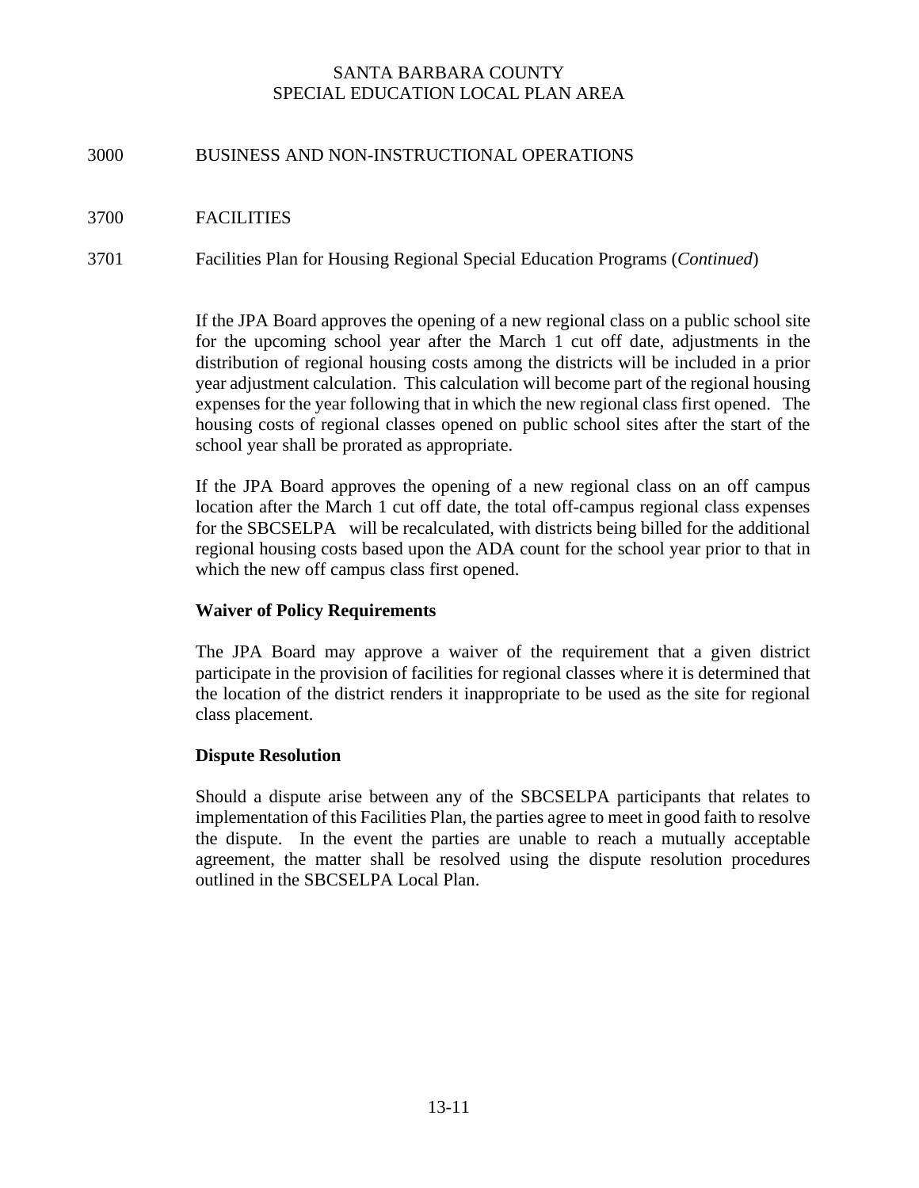3000 BUSINESS AND NON-INSTRUCTIONAL OPERATIONS

3700 FACILITIES

3701 Facilities Plan for Housing Regional Special Education Programs (*Continued*)

If the JPA Board approves the opening of a new regional class on a public school site for the upcoming school year after the March 1 cut off date, adjustments in the distribution of regional housing costs among the districts will be included in a prior year adjustment calculation. This calculation will become part of the regional housing expenses for the year following that in which the new regional class first opened. The housing costs of regional classes opened on public school sites after the start of the school year shall be prorated as appropriate.

If the JPA Board approves the opening of a new regional class on an off campus location after the March 1 cut off date, the total off-campus regional class expenses for the SBCSELPA will be recalculated, with districts being billed for the additional regional housing costs based upon the ADA count for the school year prior to that in which the new off campus class first opened.

**Waiver of Policy Requirements**

The JPA Board may approve a waiver of the requirement that a given district participate in the provision of facilities for regional classes where it is determined that the location of the district renders it inappropriate to be used as the site for regional class placement.

**Dispute Resolution**

Should a dispute arise between any of the SBCSELPA participants that relates to implementation of this Facilities Plan, the parties agree to meet in good faith to resolve the dispute. In the event the parties are unable to reach a mutually acceptable agreement, the matter shall be resolved using the dispute resolution procedures outlined in the SBCSELPA Local Plan.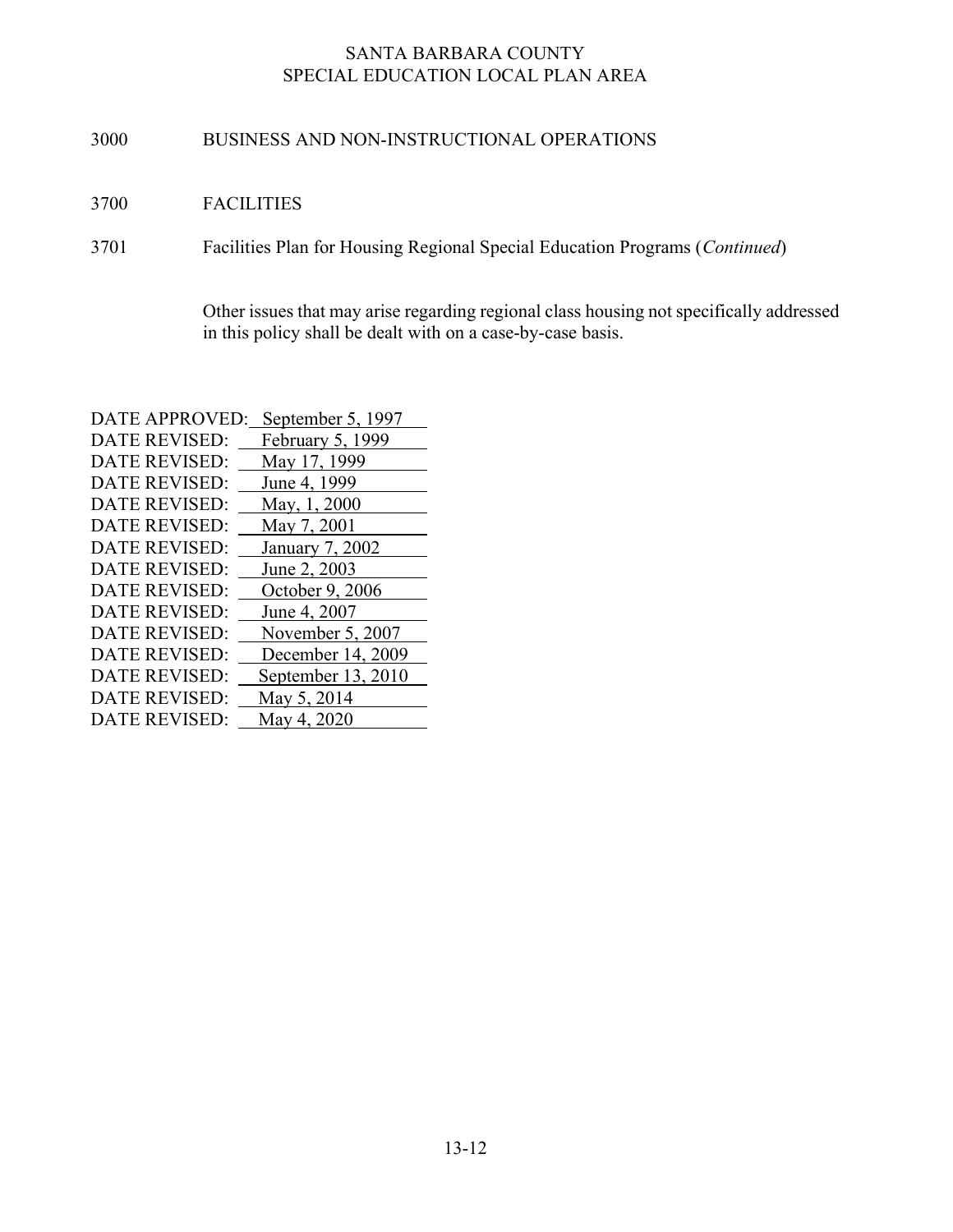SANTA BARBARA COUNTY
SPECIAL EDUCATION LOCAL PLAN AREA

3000 BUSINESS AND NON-INSTRUCTIONAL OPERATIONS

3700 FACILITIES

3701 Facilities Plan for Housing Regional Special Education Programs (*Continued*)

Other issues that may arise regarding regional class housing not specifically addressed in this policy shall be dealt with on a case-by-case basis.

DATE APPROVED: September 5, 1997
DATE REVISED: February 5, 1999
DATE REVISED: May 17, 1999
DATE REVISED: June 4, 1999
DATE REVISED: May, 1, 2000
DATE REVISED: May 7, 2001
DATE REVISED: January 7, 2002
DATE REVISED: June 2, 2003
DATE REVISED: October 9, 2006
DATE REVISED: June 4, 2007
DATE REVISED: November 5, 2007
DATE REVISED: December 14, 2009
DATE REVISED: September 13, 2010
DATE REVISED: May 5, 2014
DATE REVISED: May 4, 2020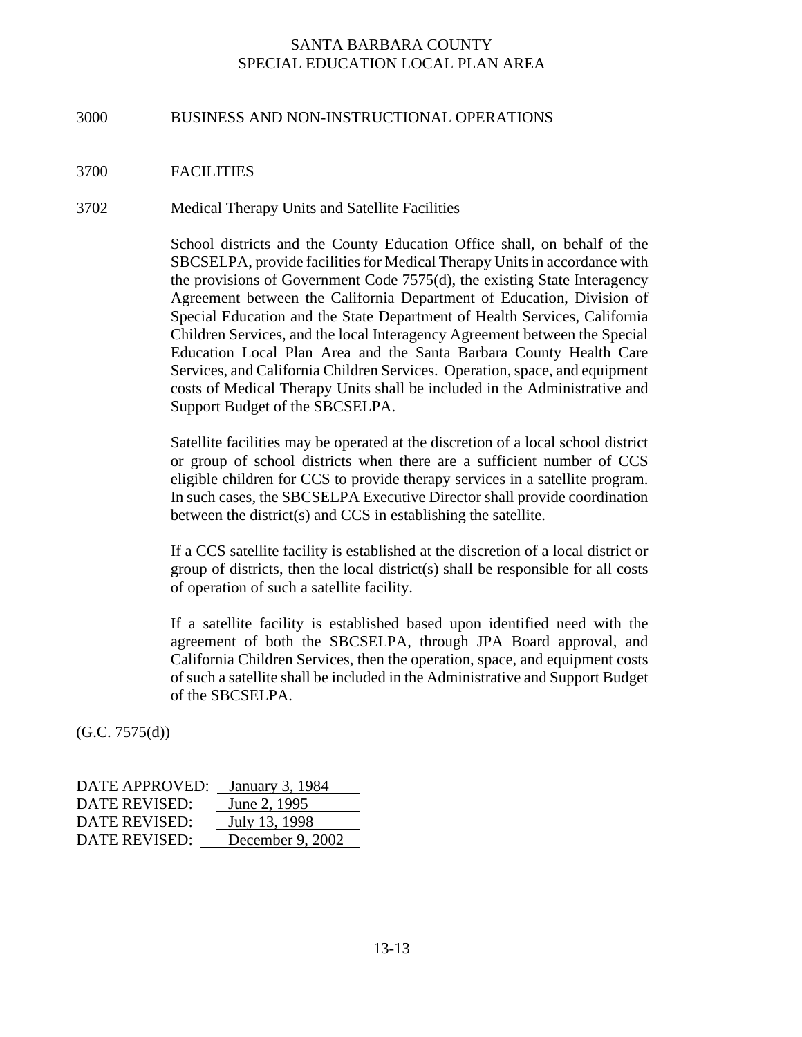SANTA BARBARA COUNTY
SPECIAL EDUCATION LOCAL PLAN AREA

## 3000 BUSINESS AND NON-INSTRUCTIONAL OPERATIONS

## 3700 FACILITIES

### 3702 Medical Therapy Units and Satellite Facilities

School districts and the County Education Office shall, on behalf of the SBCSELPA, provide facilities for Medical Therapy Units in accordance with the provisions of Government Code 7575(d), the existing State Interagency Agreement between the California Department of Education, Division of Special Education and the State Department of Health Services, California Children Services, and the local Interagency Agreement between the Special Education Local Plan Area and the Santa Barbara County Health Care Services, and California Children Services. Operation, space, and equipment costs of Medical Therapy Units shall be included in the Administrative and Support Budget of the SBCSELPA.

Satellite facilities may be operated at the discretion of a local school district or group of school districts when there are a sufficient number of CCS eligible children for CCS to provide therapy services in a satellite program. In such cases, the SBCSELPA Executive Director shall provide coordination between the district(s) and CCS in establishing the satellite.

If a CCS satellite facility is established at the discretion of a local district or group of districts, then the local district(s) shall be responsible for all costs of operation of such a satellite facility.

If a satellite facility is established based upon identified need with the agreement of both the SBCSELPA, through JPA Board approval, and California Children Services, then the operation, space, and equipment costs of such a satellite shall be included in the Administrative and Support Budget of the SBCSELPA.

(G.C. 7575(d))

DATE APPROVED: January 3, 1984
DATE REVISED: June 2, 1995
DATE REVISED: July 13, 1998
DATE REVISED: December 9, 2002